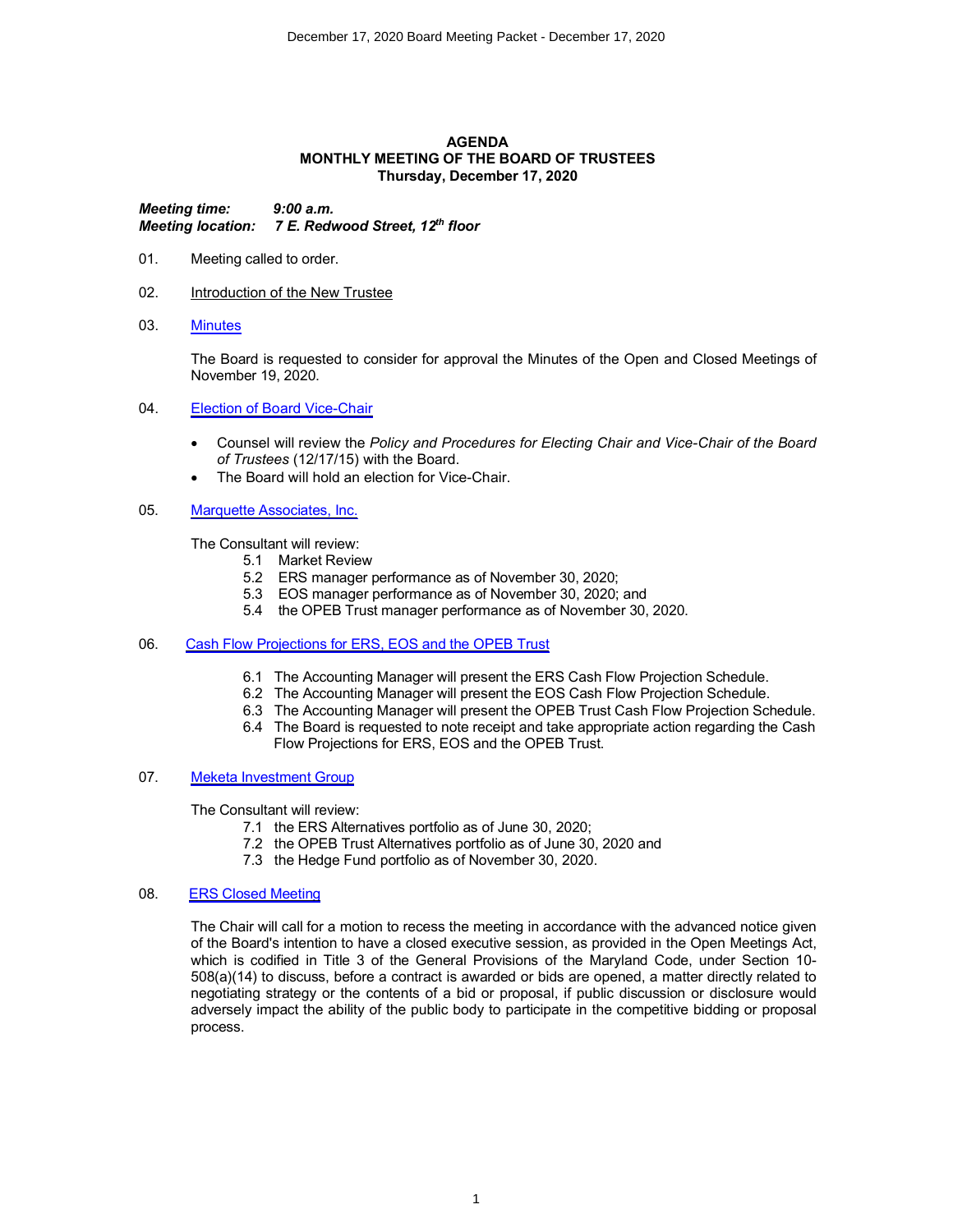# AGENDA
## MONTHLY MEETING OF THE BOARD OF TRUSTEES
### Thursday, December 17, 2020

***Meeting time:*** ***9:00 a.m.***
***Meeting location:*** ***7 E. Redwood Street, 12th floor***

01. Meeting called to order.

02. Introduction of the New Trustee

03. Minutes

    The Board is requested to consider for approval the Minutes of the Open and Closed Meetings of November 19, 2020.

04. Election of Board Vice-Chair

    - Counsel will review the *Policy and Procedures for Electing Chair and Vice-Chair of the Board of Trustees* (12/17/15) with the Board.
    - The Board will hold an election for Vice-Chair.

05. Marquette Associates, Inc.

    The Consultant will review:
    - 5.1 Market Review
    - 5.2 ERS manager performance as of November 30, 2020;
    - 5.3 EOS manager performance as of November 30, 2020; and
    - 5.4 the OPEB Trust manager performance as of November 30, 2020.

06. Cash Flow Projections for ERS, EOS and the OPEB Trust

    - 6.1 The Accounting Manager will present the ERS Cash Flow Projection Schedule.
    - 6.2 The Accounting Manager will present the EOS Cash Flow Projection Schedule.
    - 6.3 The Accounting Manager will present the OPEB Trust Cash Flow Projection Schedule.
    - 6.4 The Board is requested to note receipt and take appropriate action regarding the Cash Flow Projections for ERS, EOS and the OPEB Trust.

07. Meketa Investment Group

    The Consultant will review:
    - 7.1 the ERS Alternatives portfolio as of June 30, 2020;
    - 7.2 the OPEB Trust Alternatives portfolio as of June 30, 2020 and
    - 7.3 the Hedge Fund portfolio as of November 30, 2020.

08. ERS Closed Meeting

    The Chair will call for a motion to recess the meeting in accordance with the advanced notice given of the Board's intention to have a closed executive session, as provided in the Open Meetings Act, which is codified in Title 3 of the General Provisions of the Maryland Code, under Section 10-508(a)(14) to discuss, before a contract is awarded or bids are opened, a matter directly related to negotiating strategy or the contents of a bid or proposal, if public discussion or disclosure would adversely impact the ability of the public body to participate in the competitive bidding or proposal process.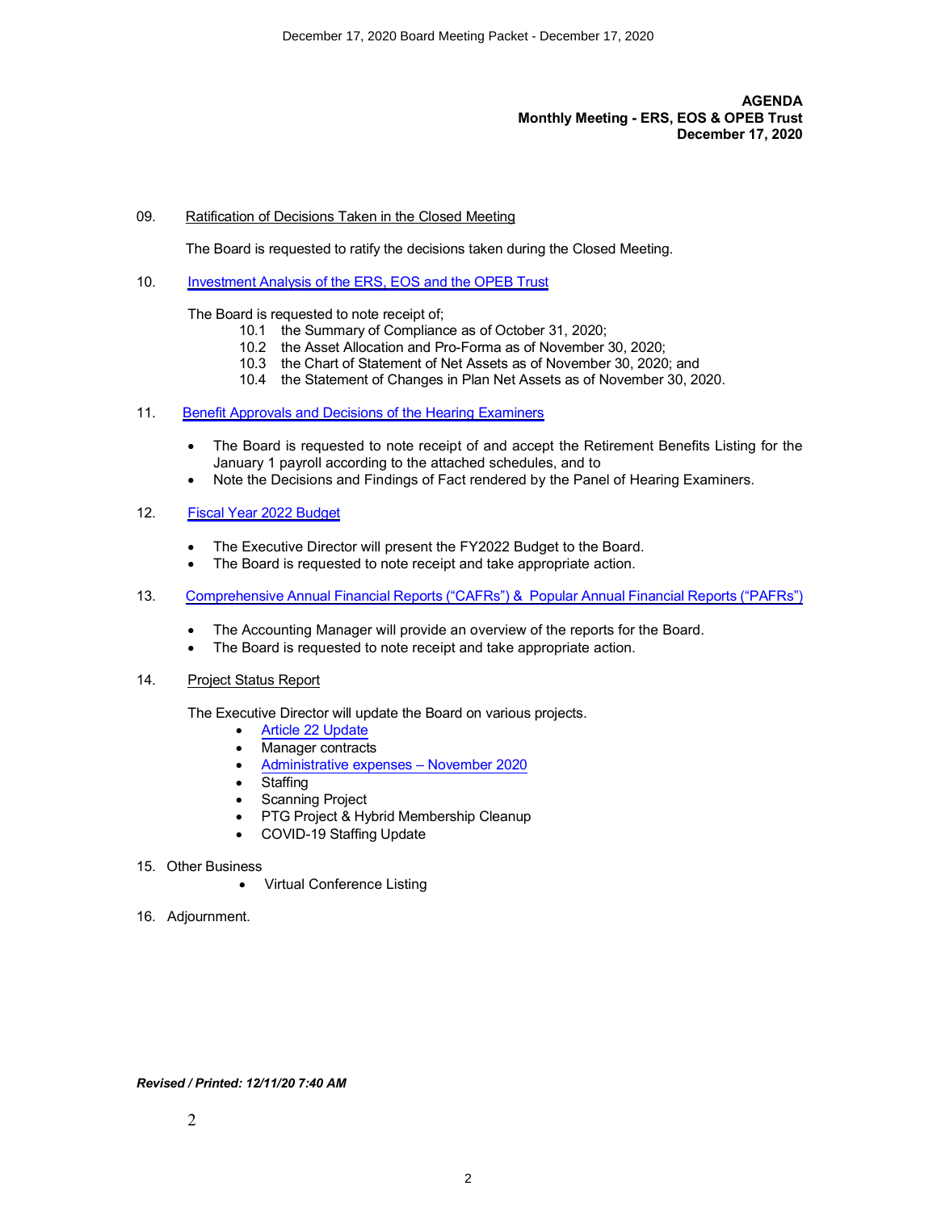**AGENDA**
**Monthly Meeting - ERS, EOS & OPEB Trust**
**December 17, 2020**

09. Ratification of Decisions Taken in the Closed Meeting

    The Board is requested to ratify the decisions taken during the Closed Meeting.

10. Investment Analysis of the ERS, EOS and the OPEB Trust

    The Board is requested to note receipt of;
    - 10.1 the Summary of Compliance as of October 31, 2020;
    - 10.2 the Asset Allocation and Pro-Forma as of November 30, 2020;
    - 10.3 the Chart of Statement of Net Assets as of November 30, 2020; and
    - 10.4 the Statement of Changes in Plan Net Assets as of November 30, 2020.

11. Benefit Approvals and Decisions of the Hearing Examiners

    - The Board is requested to note receipt of and accept the Retirement Benefits Listing for the January 1 payroll according to the attached schedules, and to
    - Note the Decisions and Findings of Fact rendered by the Panel of Hearing Examiners.

12. Fiscal Year 2022 Budget

    - The Executive Director will present the FY2022 Budget to the Board.
    - The Board is requested to note receipt and take appropriate action.

13. Comprehensive Annual Financial Reports ("CAFRs") & Popular Annual Financial Reports ("PAFRs")

    - The Accounting Manager will provide an overview of the reports for the Board.
    - The Board is requested to note receipt and take appropriate action.

14. Project Status Report

    The Executive Director will update the Board on various projects.
    - Article 22 Update
    - Manager contracts
    - Administrative expenses – November 2020
    - Staffing
    - Scanning Project
    - PTG Project & Hybrid Membership Cleanup
    - COVID-19 Staffing Update

15. Other Business
    - Virtual Conference Listing

16. Adjournment.

***Revised / Printed: 12/11/20 7:40 AM***